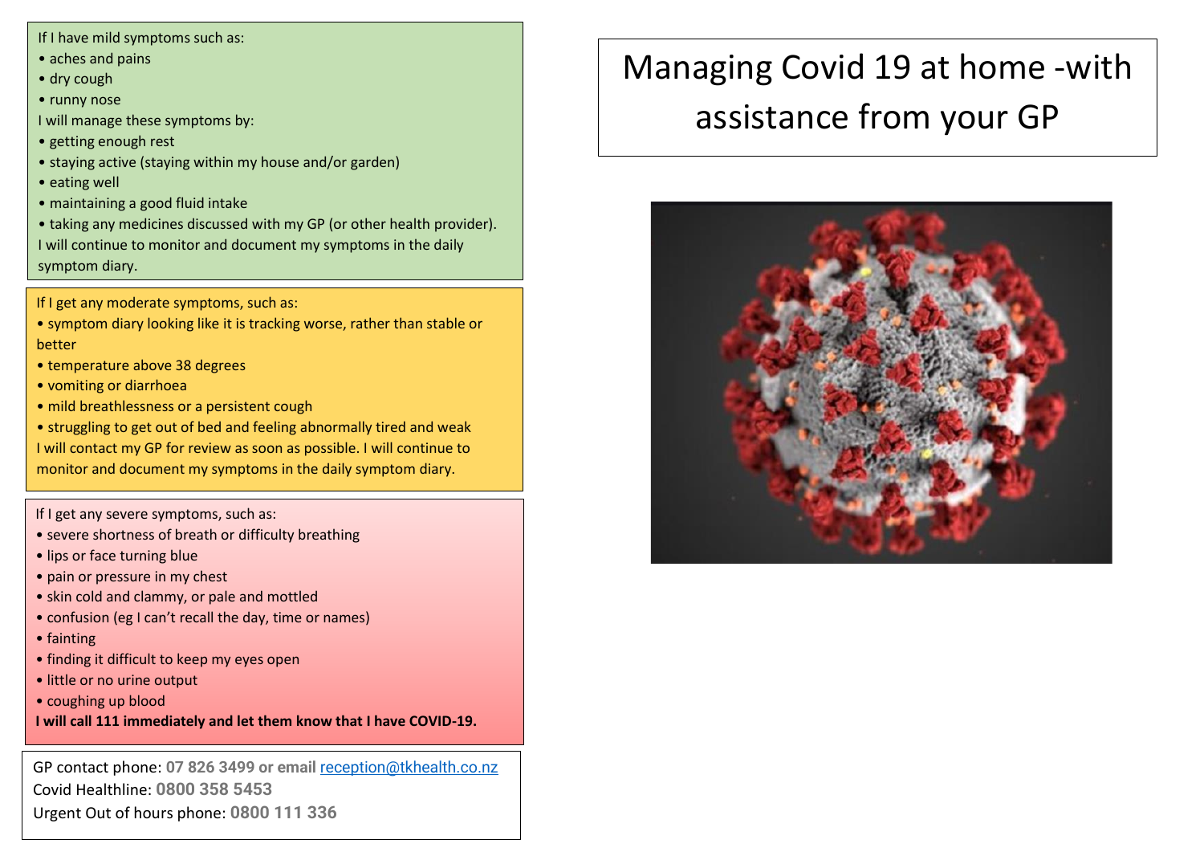# Managing Covid 19 at home -with assistance from your GP

If I have mild symptoms such as:

- aches and pains
- dry cough
- runny nose

I will manage these symptoms by:

- getting enough rest
- staying active (staying within my house and/or garden)
- eating well
- maintaining a good fluid intake
- taking any medicines discussed with my GP (or other health provider).

I will continue to monitor and document my symptoms in the daily symptom diary.

If I get any moderate symptoms, such as:

- symptom diary looking like it is tracking worse, rather than stable or better
- temperature above 38 degrees
- vomiting or diarrhoea
- mild breathlessness or a persistent cough
- struggling to get out of bed and feeling abnormally tired and weak

I will contact my GP for review as soon as possible. I will continue to monitor and document my symptoms in the daily symptom diary.

If I get any severe symptoms, such as:

- severe shortness of breath or difficulty breathing
- lips or face turning blue
- pain or pressure in my chest
- skin cold and clammy, or pale and mottled
- confusion (eg I can't recall the day, time or names)
- fainting
- finding it difficult to keep my eyes open
- little or no urine output
- coughing up blood

**I will call 111 immediately and let them know that I have COVID-19.**

GP contact phone: **07 826 3499 or email** reception@tkhealth.co.nz
Covid Healthline: **0800 358 5453**
Urgent Out of hours phone: **0800 111 336**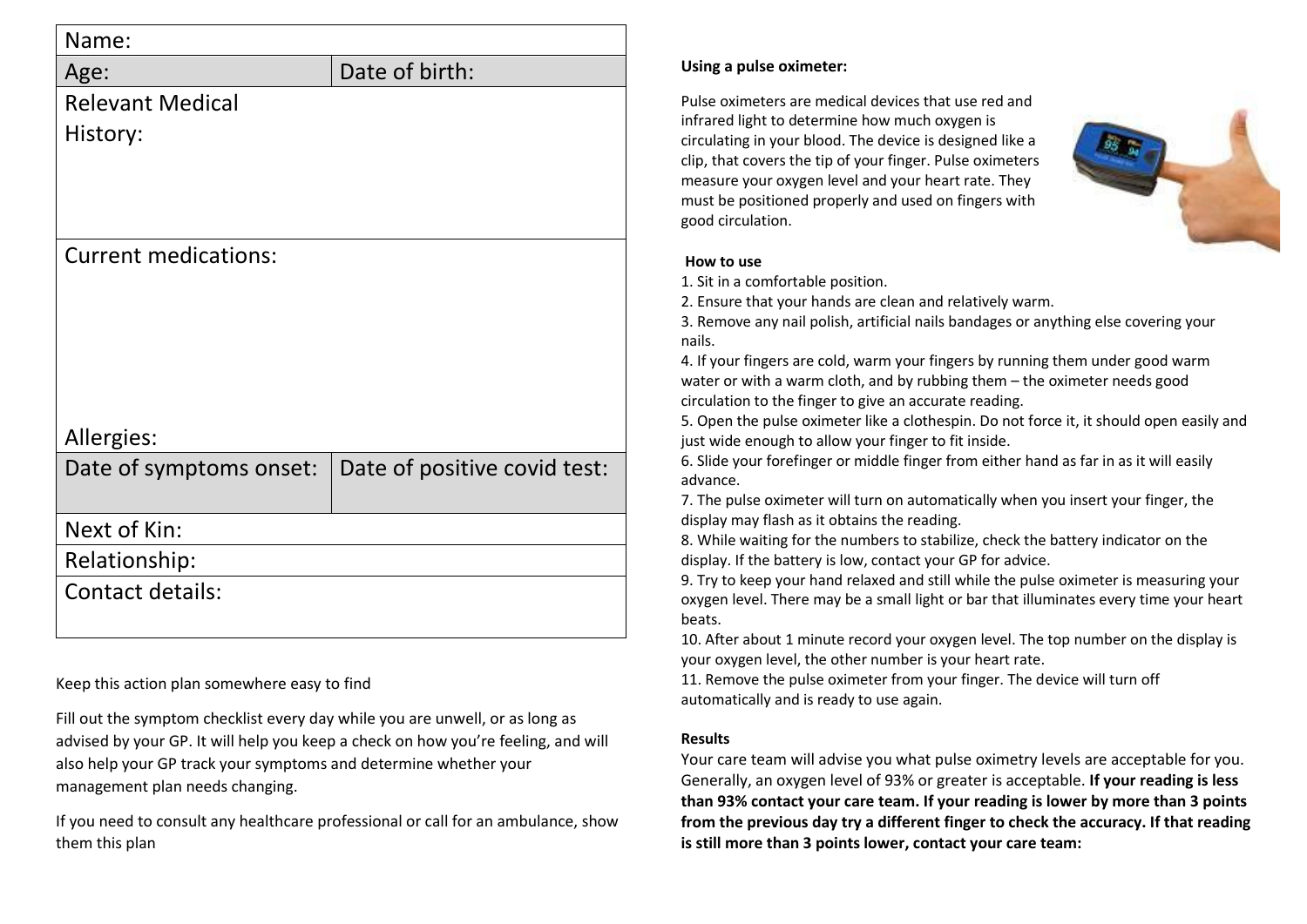| Name: | |
|---|---|
| Age: | Date of birth: |
| Relevant Medical History: | |
| Current medications: | |
| Allergies: | |
| Date of symptoms onset: | Date of positive covid test: |
| Next of Kin: | |
| Relationship: | |
| Contact details: | |

Keep this action plan somewhere easy to find

Fill out the symptom checklist every day while you are unwell, or as long as advised by your GP. It will help you keep a check on how you're feeling, and will also help your GP track your symptoms and determine whether your management plan needs changing.

If you need to consult any healthcare professional or call for an ambulance, show them this plan

**Using a pulse oximeter:**

Pulse oximeters are medical devices that use red and infrared light to determine how much oxygen is circulating in your blood. The device is designed like a clip, that covers the tip of your finger. Pulse oximeters measure your oxygen level and your heart rate. They must be positioned properly and used on fingers with good circulation.

**How to use**

1. Sit in a comfortable position.
2. Ensure that your hands are clean and relatively warm.
3. Remove any nail polish, artificial nails bandages or anything else covering your nails.
4. If your fingers are cold, warm your fingers by running them under good warm water or with a warm cloth, and by rubbing them – the oximeter needs good circulation to the finger to give an accurate reading.
5. Open the pulse oximeter like a clothespin. Do not force it, it should open easily and just wide enough to allow your finger to fit inside.
6. Slide your forefinger or middle finger from either hand as far in as it will easily advance.
7. The pulse oximeter will turn on automatically when you insert your finger, the display may flash as it obtains the reading.
8. While waiting for the numbers to stabilize, check the battery indicator on the display. If the battery is low, contact your GP for advice.
9. Try to keep your hand relaxed and still while the pulse oximeter is measuring your oxygen level. There may be a small light or bar that illuminates every time your heart beats.
10. After about 1 minute record your oxygen level. The top number on the display is your oxygen level, the other number is your heart rate.
11. Remove the pulse oximeter from your finger. The device will turn off automatically and is ready to use again.

**Results**

Your care team will advise you what pulse oximetry levels are acceptable for you. Generally, an oxygen level of 93% or greater is acceptable. **If your reading is less than 93% contact your care team. If your reading is lower by more than 3 points from the previous day try a different finger to check the accuracy. If that reading is still more than 3 points lower, contact your care team:**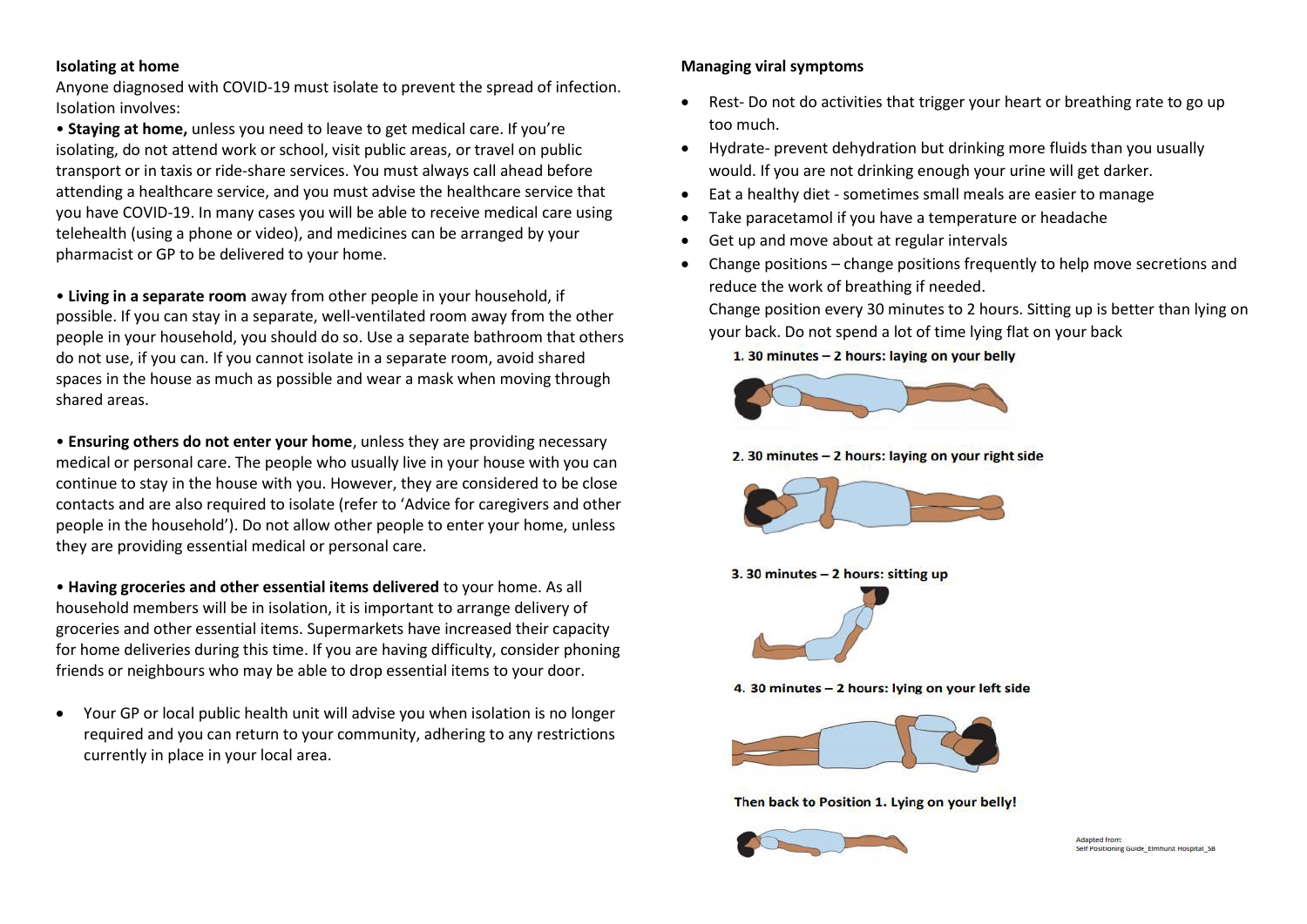**Isolating at home**

Anyone diagnosed with COVID-19 must isolate to prevent the spread of infection. Isolation involves:

• **Staying at home,** unless you need to leave to get medical care. If you're isolating, do not attend work or school, visit public areas, or travel on public transport or in taxis or ride-share services. You must always call ahead before attending a healthcare service, and you must advise the healthcare service that you have COVID-19. In many cases you will be able to receive medical care using telehealth (using a phone or video), and medicines can be arranged by your pharmacist or GP to be delivered to your home.

• **Living in a separate room** away from other people in your household, if possible. If you can stay in a separate, well-ventilated room away from the other people in your household, you should do so. Use a separate bathroom that others do not use, if you can. If you cannot isolate in a separate room, avoid shared spaces in the house as much as possible and wear a mask when moving through shared areas.

• **Ensuring others do not enter your home**, unless they are providing necessary medical or personal care. The people who usually live in your house with you can continue to stay in the house with you. However, they are considered to be close contacts and are also required to isolate (refer to 'Advice for caregivers and other people in the household'). Do not allow other people to enter your home, unless they are providing essential medical or personal care.

• **Having groceries and other essential items delivered** to your home. As all household members will be in isolation, it is important to arrange delivery of groceries and other essential items. Supermarkets have increased their capacity for home deliveries during this time. If you are having difficulty, consider phoning friends or neighbours who may be able to drop essential items to your door.

- Your GP or local public health unit will advise you when isolation is no longer required and you can return to your community, adhering to any restrictions currently in place in your local area.

**Managing viral symptoms**

- Rest- Do not do activities that trigger your heart or breathing rate to go up too much.
- Hydrate- prevent dehydration but drinking more fluids than you usually would. If you are not drinking enough your urine will get darker.
- Eat a healthy diet - sometimes small meals are easier to manage
- Take paracetamol if you have a temperature or headache
- Get up and move about at regular intervals
- Change positions – change positions frequently to help move secretions and reduce the work of breathing if needed.
  Change position every 30 minutes to 2 hours. Sitting up is better than lying on your back. Do not spend a lot of time lying flat on your back

**1. 30 minutes – 2 hours: laying on your belly**

**2. 30 minutes – 2 hours: laying on your right side**

**3. 30 minutes – 2 hours: sitting up**

**4. 30 minutes – 2 hours: lying on your left side**

**Then back to Position 1. Lying on your belly!**

Adapted from:
Self Positioning Guide_Elmhurst Hospital_SB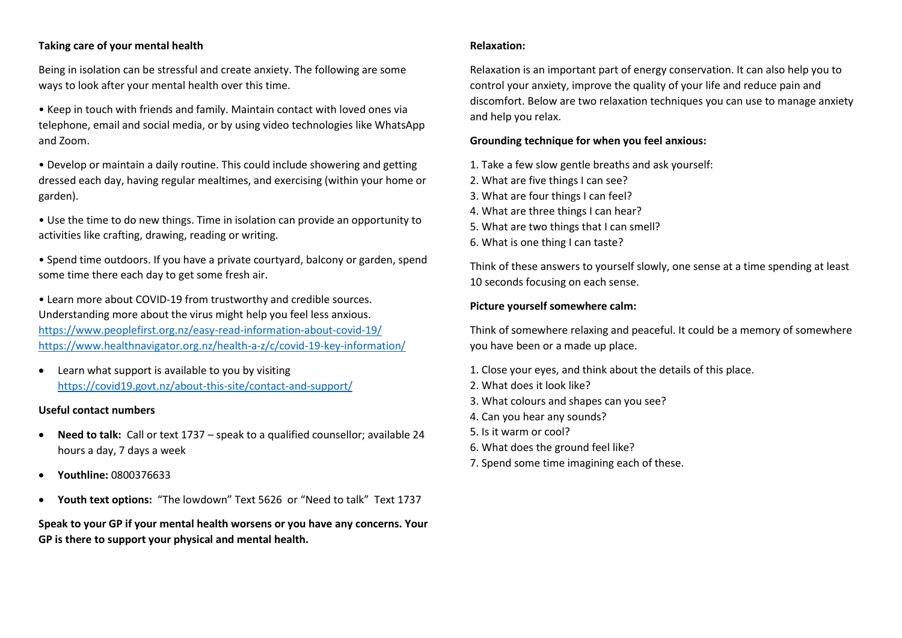**Taking care of your mental health**

Being in isolation can be stressful and create anxiety. The following are some ways to look after your mental health over this time.

- Keep in touch with friends and family. Maintain contact with loved ones via telephone, email and social media, or by using video technologies like WhatsApp and Zoom.

- Develop or maintain a daily routine. This could include showering and getting dressed each day, having regular mealtimes, and exercising (within your home or garden).

- Use the time to do new things. Time in isolation can provide an opportunity to activities like crafting, drawing, reading or writing.

- Spend time outdoors. If you have a private courtyard, balcony or garden, spend some time there each day to get some fresh air.

- Learn more about COVID-19 from trustworthy and credible sources. Understanding more about the virus might help you feel less anxious.
  https://www.peoplefirst.org.nz/easy-read-information-about-covid-19/
  https://www.healthnavigator.org.nz/health-a-z/c/covid-19-key-information/

- Learn what support is available to you by visiting https://covid19.govt.nz/about-this-site/contact-and-support/

**Useful contact numbers**

- **Need to talk:** Call or text 1737 – speak to a qualified counsellor; available 24 hours a day, 7 days a week

- **Youthline:** 0800376633

- **Youth text options:** "The lowdown" Text 5626 or "Need to talk" Text 1737

**Speak to your GP if your mental health worsens or you have any concerns. Your GP is there to support your physical and mental health.**

**Relaxation:**

Relaxation is an important part of energy conservation. It can also help you to control your anxiety, improve the quality of your life and reduce pain and discomfort. Below are two relaxation techniques you can use to manage anxiety and help you relax.

**Grounding technique for when you feel anxious:**

1. Take a few slow gentle breaths and ask yourself:
2. What are five things I can see?
3. What are four things I can feel?
4. What are three things I can hear?
5. What are two things that I can smell?
6. What is one thing I can taste?

Think of these answers to yourself slowly, one sense at a time spending at least 10 seconds focusing on each sense.

**Picture yourself somewhere calm:**

Think of somewhere relaxing and peaceful. It could be a memory of somewhere you have been or a made up place.

1. Close your eyes, and think about the details of this place.
2. What does it look like?
3. What colours and shapes can you see?
4. Can you hear any sounds?
5. Is it warm or cool?
6. What does the ground feel like?
7. Spend some time imagining each of these.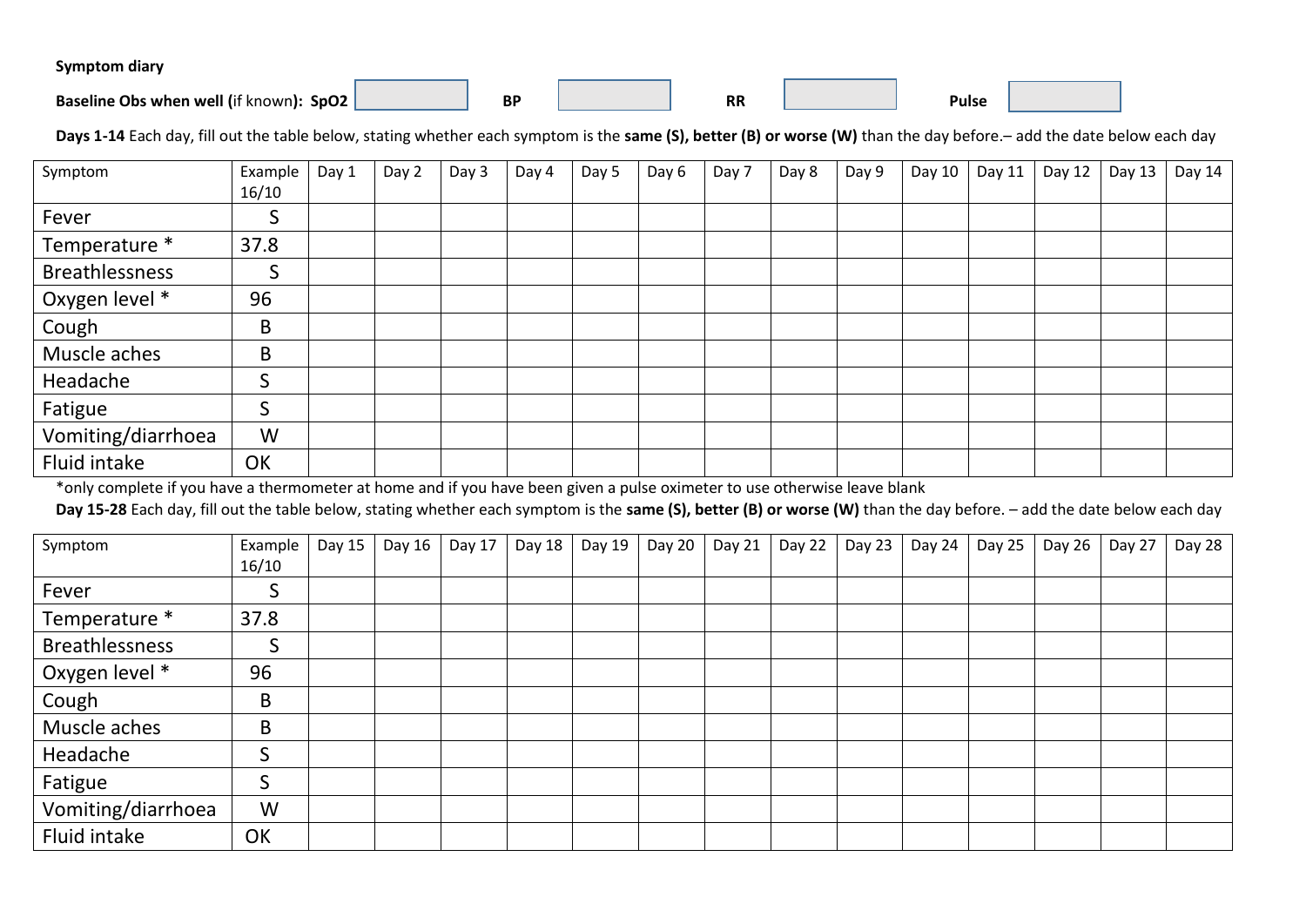**Symptom diary**

**Baseline Obs when well (**if known**): SpO2** ______ **BP** ______ **RR** ______ **Pulse** ______

**Days 1-14** Each day, fill out the table below, stating whether each symptom is the **same (S), better (B) or worse (W)** than the day before.– add the date below each day

| Symptom | Example 16/10 | Day 1 | Day 2 | Day 3 | Day 4 | Day 5 | Day 6 | Day 7 | Day 8 | Day 9 | Day 10 | Day 11 | Day 12 | Day 13 | Day 14 |
|---|---|---|---|---|---|---|---|---|---|---|---|---|---|---|---|
| Fever | S | | | | | | | | | | | | | | |
| Temperature * | 37.8 | | | | | | | | | | | | | | |
| Breathlessness | S | | | | | | | | | | | | | | |
| Oxygen level * | 96 | | | | | | | | | | | | | | |
| Cough | B | | | | | | | | | | | | | | |
| Muscle aches | B | | | | | | | | | | | | | | |
| Headache | S | | | | | | | | | | | | | | |
| Fatigue | S | | | | | | | | | | | | | | |
| Vomiting/diarrhoea | W | | | | | | | | | | | | | | |
| Fluid intake | OK | | | | | | | | | | | | | | |

*only complete if you have a thermometer at home and if you have been given a pulse oximeter to use otherwise leave blank

**Day 15-28** Each day, fill out the table below, stating whether each symptom is the **same (S), better (B) or worse (W)** than the day before. – add the date below each day

| Symptom | Example 16/10 | Day 15 | Day 16 | Day 17 | Day 18 | Day 19 | Day 20 | Day 21 | Day 22 | Day 23 | Day 24 | Day 25 | Day 26 | Day 27 | Day 28 |
|---|---|---|---|---|---|---|---|---|---|---|---|---|---|---|---|
| Fever | S | | | | | | | | | | | | | | |
| Temperature * | 37.8 | | | | | | | | | | | | | | |
| Breathlessness | S | | | | | | | | | | | | | | |
| Oxygen level * | 96 | | | | | | | | | | | | | | |
| Cough | B | | | | | | | | | | | | | | |
| Muscle aches | B | | | | | | | | | | | | | | |
| Headache | S | | | | | | | | | | | | | | |
| Fatigue | S | | | | | | | | | | | | | | |
| Vomiting/diarrhoea | W | | | | | | | | | | | | | | |
| Fluid intake | OK | | | | | | | | | | | | | | |